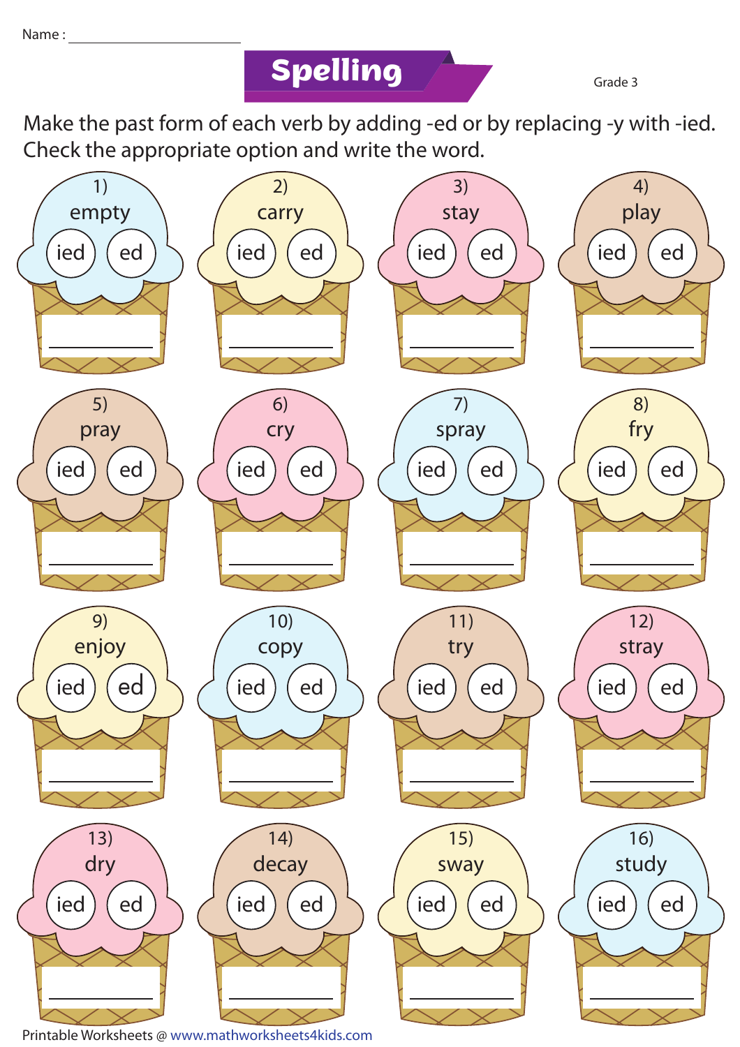Name : ______________________

# Spelling

Grade 3

Make the past form of each verb by adding -ed or by replacing -y with -ied. Check the appropriate option and write the word.

1) empty
ied ed
__________

2) carry
ied ed
__________

3) stay
ied ed
__________

4) play
ied ed
__________

5) pray
ied ed
__________

6) cry
ied ed
__________

7) spray
ied ed
__________

8) fry
ied ed
__________

9) enjoy
ied ed
__________

10) copy
ied ed
__________

11) try
ied ed
__________

12) stray
ied ed
__________

13) dry
ied ed
__________

14) decay
ied ed
__________

15) sway
ied ed
__________

16) study
ied ed
__________

Printable Worksheets @ www.mathworksheets4kids.com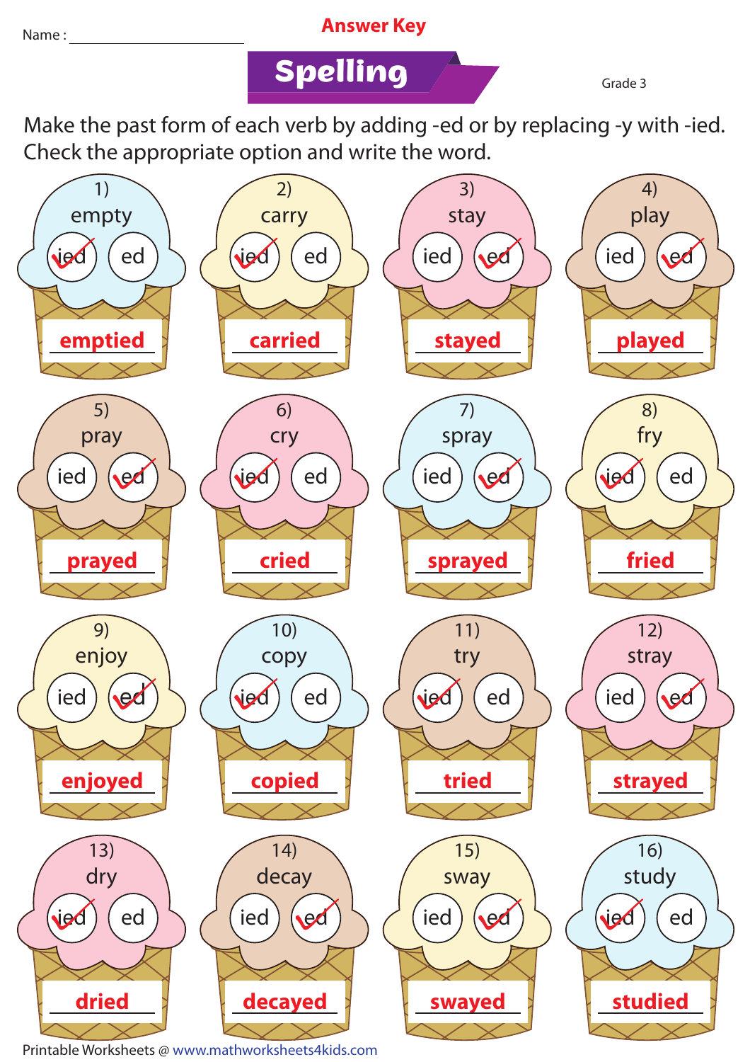Name : ____________________

**Answer Key**

# Spelling

Grade 3

Make the past form of each verb by adding -ed or by replacing -y with -ied. Check the appropriate option and write the word.

1) empty — ied ✓ / ed — **emptied**

2) carry — ied ✓ / ed — **carried**

3) stay — ied / ed ✓ — **stayed**

4) play — ied / ed ✓ — **played**

5) pray — ied / ed ✓ — **prayed**

6) cry — ied ✓ / ed — **cried**

7) spray — ied / ed ✓ — **sprayed**

8) fry — ied ✓ / ed — **fried**

9) enjoy — ied / ed ✓ — **enjoyed**

10) copy — ied ✓ / ed — **copied**

11) try — ied ✓ / ed — **tried**

12) stray — ied / ed ✓ — **strayed**

13) dry — ied ✓ / ed — **dried**

14) decay — ied / ed ✓ — **decayed**

15) sway — ied / ed ✓ — **swayed**

16) study — ied ✓ / ed — **studied**

Printable Worksheets @ www.mathworksheets4kids.com